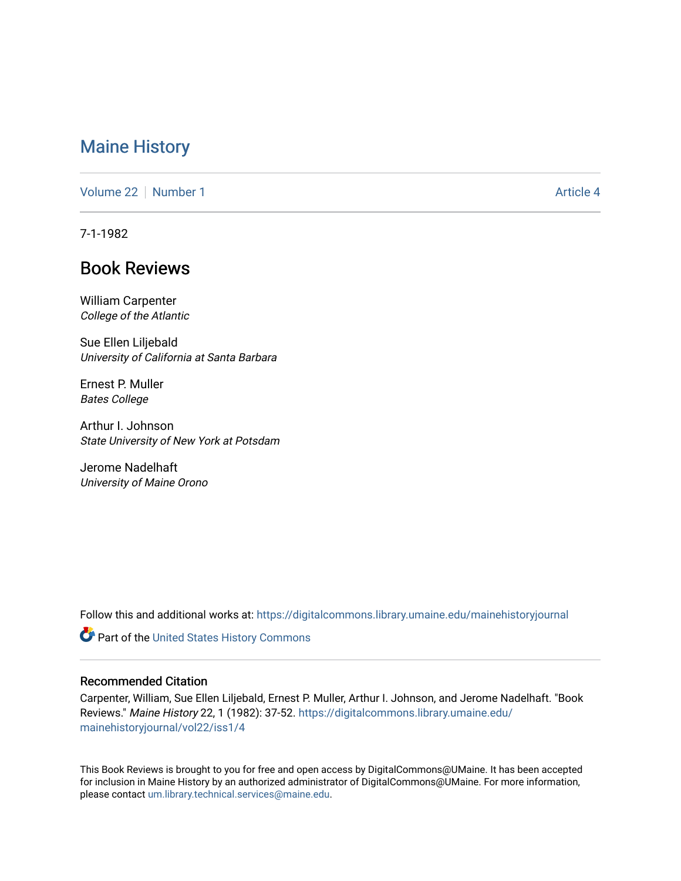# Maine History

Volume 22 | Number 1 | Article 4

7-1-1982

## Book Reviews

William Carpenter
*College of the Atlantic*

Sue Ellen Liljebald
*University of California at Santa Barbara*

Ernest P. Muller
*Bates College*

Arthur I. Johnson
*State University of New York at Potsdam*

Jerome Nadelhaft
*University of Maine Orono*

Follow this and additional works at: https://digitalcommons.library.umaine.edu/mainehistoryjournal

Part of the United States History Commons

### Recommended Citation

Carpenter, William, Sue Ellen Liljebald, Ernest P. Muller, Arthur I. Johnson, and Jerome Nadelhaft. "Book Reviews." *Maine History* 22, 1 (1982): 37-52. https://digitalcommons.library.umaine.edu/mainehistoryjournal/vol22/iss1/4

This Book Reviews is brought to you for free and open access by DigitalCommons@UMaine. It has been accepted for inclusion in Maine History by an authorized administrator of DigitalCommons@UMaine. For more information, please contact um.library.technical.services@maine.edu.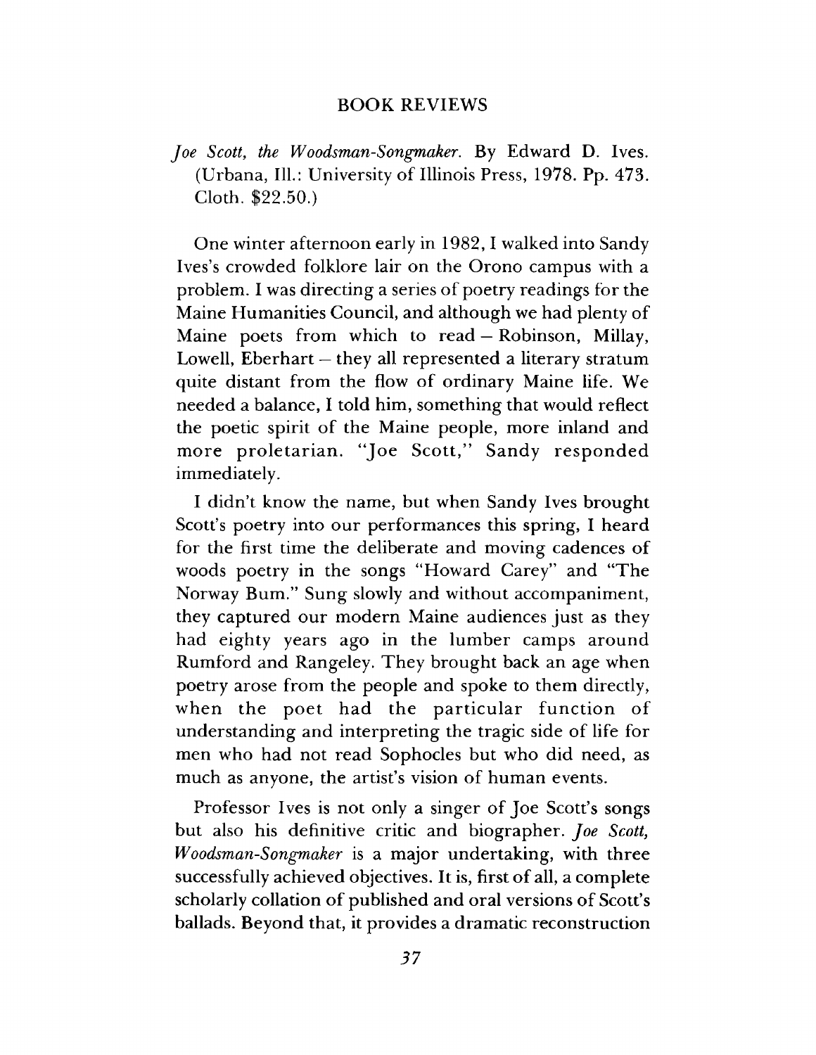# BOOK REVIEWS

*Joe Scott, the Woodsman-Songmaker*. By Edward D. Ives. (Urbana, Ill.: University of Illinois Press, 1978. Pp. 473. Cloth. $22.50.)

One winter afternoon early in 1982, I walked into Sandy Ives's crowded folklore lair on the Orono campus with a problem. I was directing a series of poetry readings for the Maine Humanities Council, and although we had plenty of Maine poets from which to read – Robinson, Millay, Lowell, Eberhart – they all represented a literary stratum quite distant from the flow of ordinary Maine life. We needed a balance, I told him, something that would reflect the poetic spirit of the Maine people, more inland and more proletarian. "Joe Scott," Sandy responded immediately.

I didn't know the name, but when Sandy Ives brought Scott's poetry into our performances this spring, I heard for the first time the deliberate and moving cadences of woods poetry in the songs "Howard Carey" and "The Norway Bum." Sung slowly and without accompaniment, they captured our modern Maine audiences just as they had eighty years ago in the lumber camps around Rumford and Rangeley. They brought back an age when poetry arose from the people and spoke to them directly, when the poet had the particular function of understanding and interpreting the tragic side of life for men who had not read Sophocles but who did need, as much as anyone, the artist's vision of human events.

Professor Ives is not only a singer of Joe Scott's songs but also his definitive critic and biographer. *Joe Scott, Woodsman-Songmaker* is a major undertaking, with three successfully achieved objectives. It is, first of all, a complete scholarly collation of published and oral versions of Scott's ballads. Beyond that, it provides a dramatic reconstruction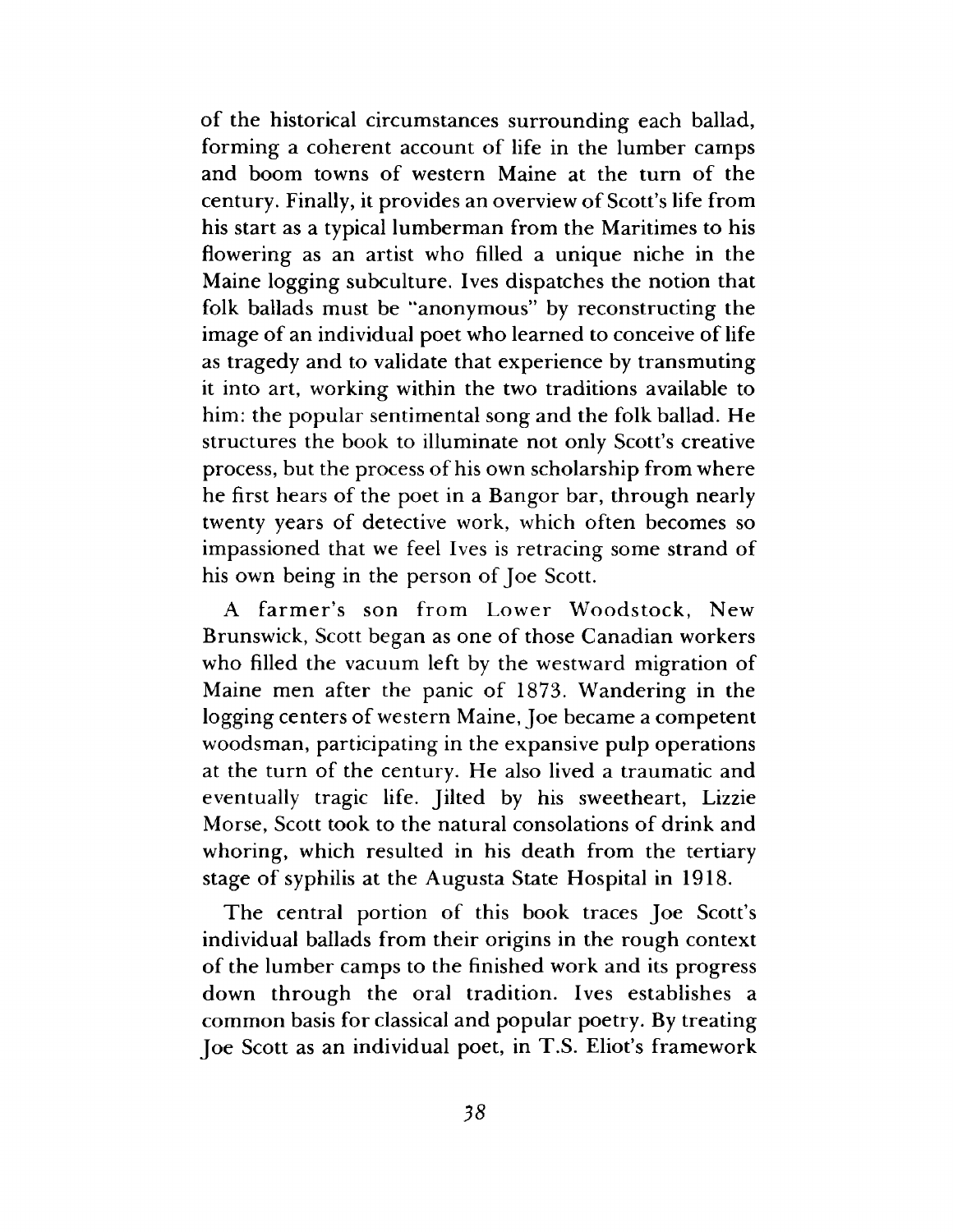of the historical circumstances surrounding each ballad, forming a coherent account of life in the lumber camps and boom towns of western Maine at the turn of the century. Finally, it provides an overview of Scott's life from his start as a typical lumberman from the Maritimes to his flowering as an artist who filled a unique niche in the Maine logging subculture. Ives dispatches the notion that folk ballads must be "anonymous" by reconstructing the image of an individual poet who learned to conceive of life as tragedy and to validate that experience by transmuting it into art, working within the two traditions available to him: the popular sentimental song and the folk ballad. He structures the book to illuminate not only Scott's creative process, but the process of his own scholarship from where he first hears of the poet in a Bangor bar, through nearly twenty years of detective work, which often becomes so impassioned that we feel Ives is retracing some strand of his own being in the person of Joe Scott.

A farmer's son from Lower Woodstock, New Brunswick, Scott began as one of those Canadian workers who filled the vacuum left by the westward migration of Maine men after the panic of 1873. Wandering in the logging centers of western Maine, Joe became a competent woodsman, participating in the expansive pulp operations at the turn of the century. He also lived a traumatic and eventually tragic life. Jilted by his sweetheart, Lizzie Morse, Scott took to the natural consolations of drink and whoring, which resulted in his death from the tertiary stage of syphilis at the Augusta State Hospital in 1918.

The central portion of this book traces Joe Scott's individual ballads from their origins in the rough context of the lumber camps to the finished work and its progress down through the oral tradition. Ives establishes a common basis for classical and popular poetry. By treating Joe Scott as an individual poet, in T.S. Eliot's framework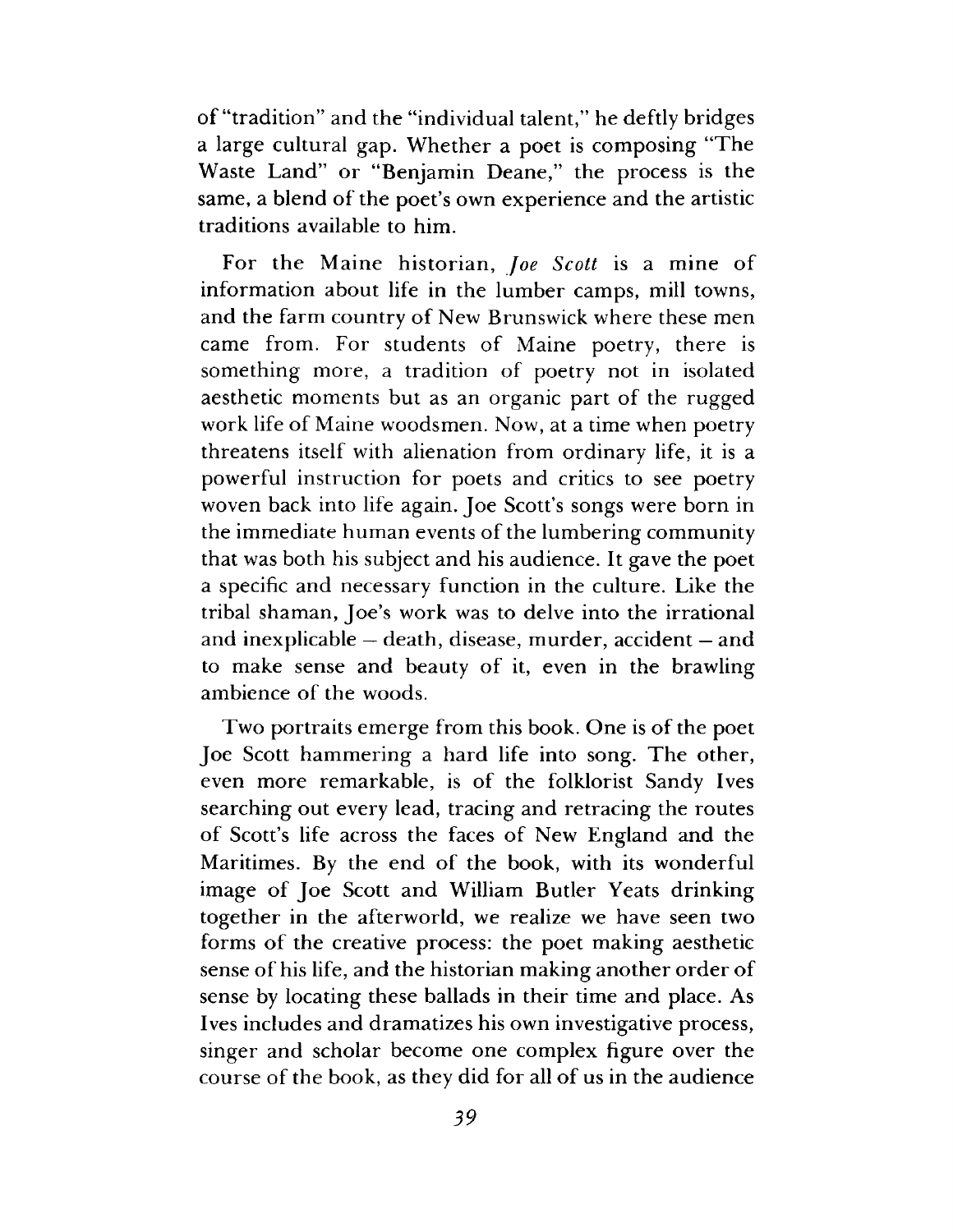of "tradition" and the "individual talent," he deftly bridges a large cultural gap. Whether a poet is composing "The Waste Land" or "Benjamin Deane," the process is the same, a blend of the poet's own experience and the artistic traditions available to him.

For the Maine historian, *Joe Scott* is a mine of information about life in the lumber camps, mill towns, and the farm country of New Brunswick where these men came from. For students of Maine poetry, there is something more, a tradition of poetry not in isolated aesthetic moments but as an organic part of the rugged work life of Maine woodsmen. Now, at a time when poetry threatens itself with alienation from ordinary life, it is a powerful instruction for poets and critics to see poetry woven back into life again. Joe Scott's songs were born in the immediate human events of the lumbering community that was both his subject and his audience. It gave the poet a specific and necessary function in the culture. Like the tribal shaman, Joe's work was to delve into the irrational and inexplicable – death, disease, murder, accident – and to make sense and beauty of it, even in the brawling ambience of the woods.

Two portraits emerge from this book. One is of the poet Joe Scott hammering a hard life into song. The other, even more remarkable, is of the folklorist Sandy Ives searching out every lead, tracing and retracing the routes of Scott's life across the faces of New England and the Maritimes. By the end of the book, with its wonderful image of Joe Scott and William Butler Yeats drinking together in the afterworld, we realize we have seen two forms of the creative process: the poet making aesthetic sense of his life, and the historian making another order of sense by locating these ballads in their time and place. As Ives includes and dramatizes his own investigative process, singer and scholar become one complex figure over the course of the book, as they did for all of us in the audience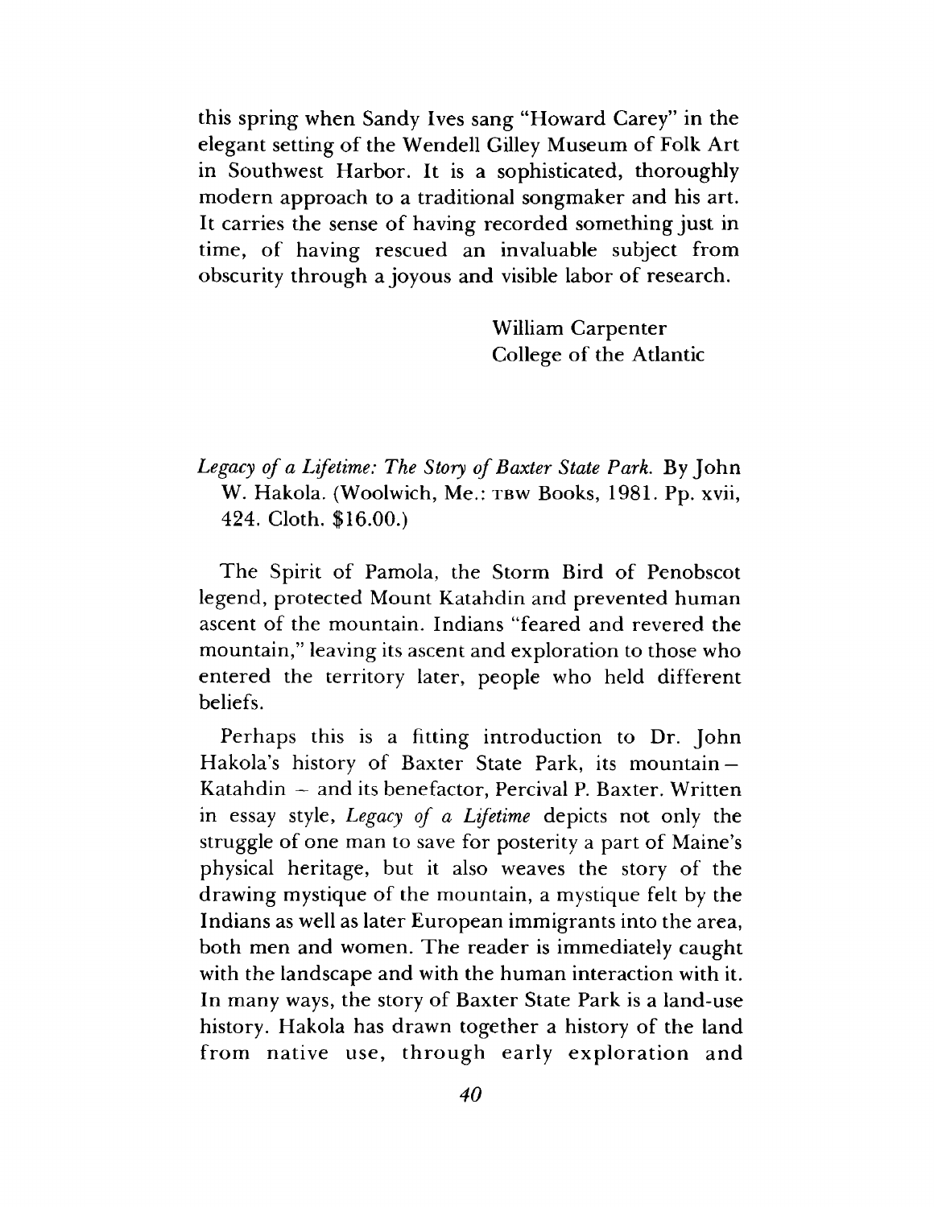this spring when Sandy Ives sang "Howard Carey" in the elegant setting of the Wendell Gilley Museum of Folk Art in Southwest Harbor. It is a sophisticated, thoroughly modern approach to a traditional songmaker and his art. It carries the sense of having recorded something just in time, of having rescued an invaluable subject from obscurity through a joyous and visible labor of research.

William Carpenter
College of the Atlantic

*Legacy of a Lifetime: The Story of Baxter State Park.* By John W. Hakola. (Woolwich, Me.: TBW Books, 1981. Pp. xvii, 424. Cloth. $16.00.)

The Spirit of Pamola, the Storm Bird of Penobscot legend, protected Mount Katahdin and prevented human ascent of the mountain. Indians "feared and revered the mountain," leaving its ascent and exploration to those who entered the territory later, people who held different beliefs.

Perhaps this is a fitting introduction to Dr. John Hakola's history of Baxter State Park, its mountain — Katahdin — and its benefactor, Percival P. Baxter. Written in essay style, *Legacy of a Lifetime* depicts not only the struggle of one man to save for posterity a part of Maine's physical heritage, but it also weaves the story of the drawing mystique of the mountain, a mystique felt by the Indians as well as later European immigrants into the area, both men and women. The reader is immediately caught with the landscape and with the human interaction with it. In many ways, the story of Baxter State Park is a land-use history. Hakola has drawn together a history of the land from native use, through early exploration and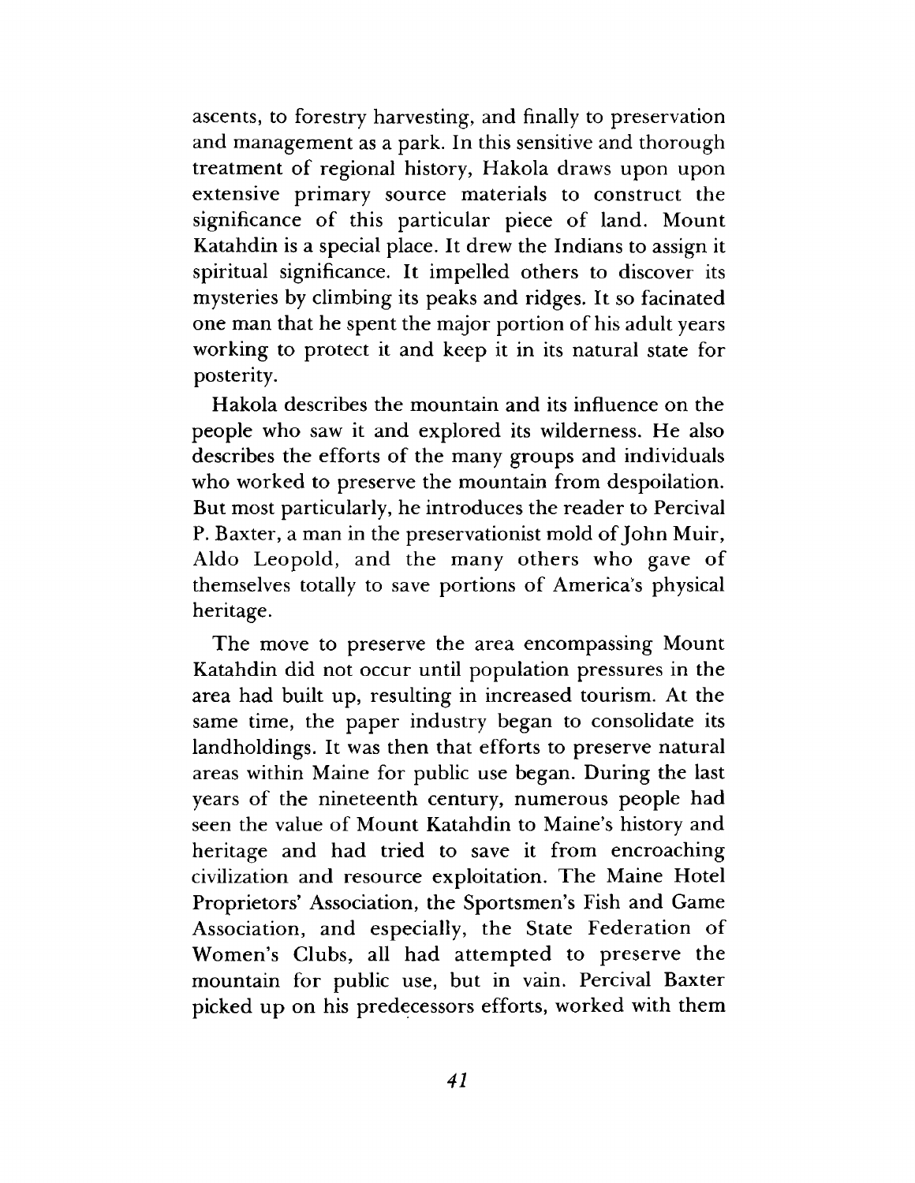ascents, to forestry harvesting, and finally to preservation and management as a park. In this sensitive and thorough treatment of regional history, Hakola draws upon upon extensive primary source materials to construct the significance of this particular piece of land. Mount Katahdin is a special place. It drew the Indians to assign it spiritual significance. It impelled others to discover its mysteries by climbing its peaks and ridges. It so facinated one man that he spent the major portion of his adult years working to protect it and keep it in its natural state for posterity.

Hakola describes the mountain and its influence on the people who saw it and explored its wilderness. He also describes the efforts of the many groups and individuals who worked to preserve the mountain from despoilation. But most particularly, he introduces the reader to Percival P. Baxter, a man in the preservationist mold of John Muir, Aldo Leopold, and the many others who gave of themselves totally to save portions of America's physical heritage.

The move to preserve the area encompassing Mount Katahdin did not occur until population pressures in the area had built up, resulting in increased tourism. At the same time, the paper industry began to consolidate its landholdings. It was then that efforts to preserve natural areas within Maine for public use began. During the last years of the nineteenth century, numerous people had seen the value of Mount Katahdin to Maine's history and heritage and had tried to save it from encroaching civilization and resource exploitation. The Maine Hotel Proprietors' Association, the Sportsmen's Fish and Game Association, and especially, the State Federation of Women's Clubs, all had attempted to preserve the mountain for public use, but in vain. Percival Baxter picked up on his predecessors efforts, worked with them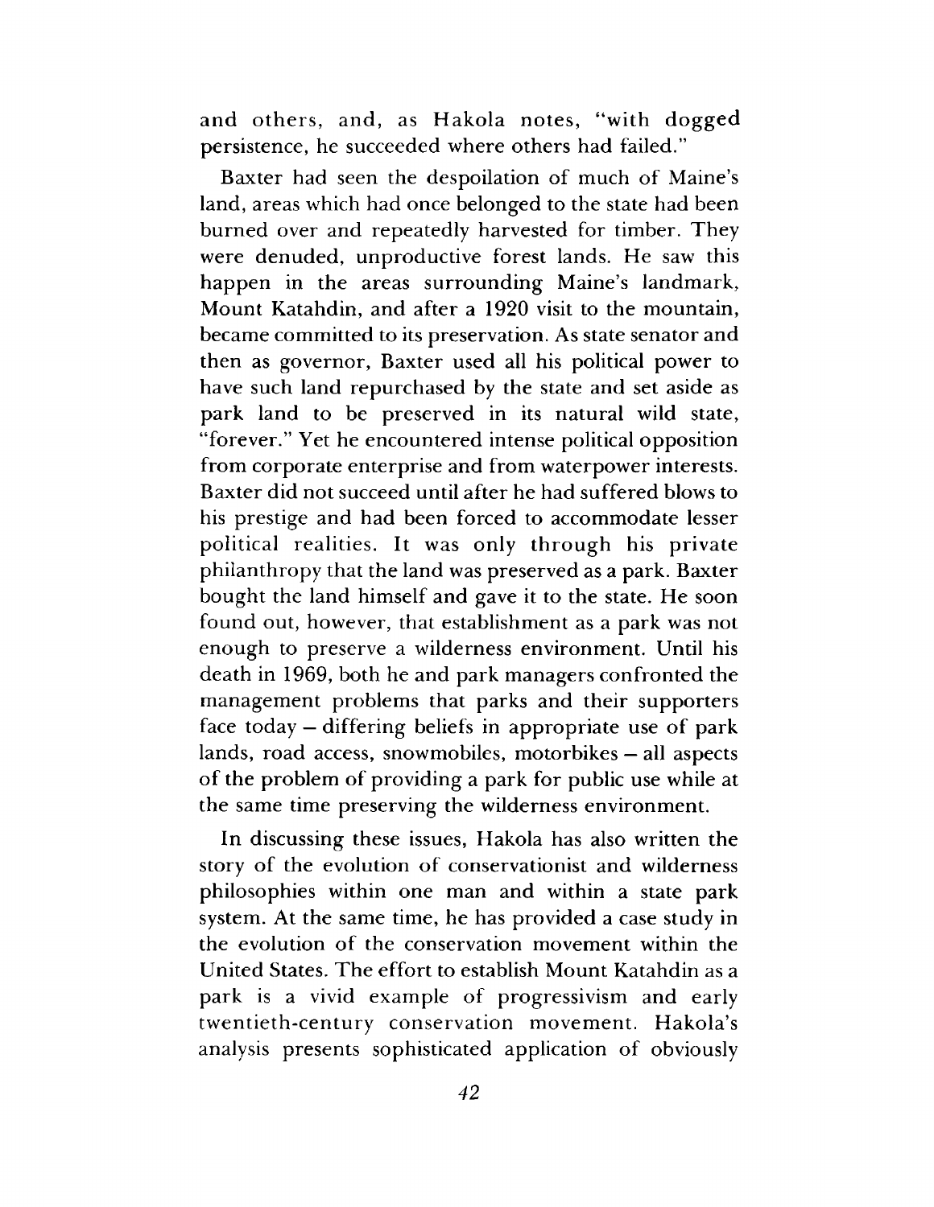and others, and, as Hakola notes, "with dogged persistence, he succeeded where others had failed."

Baxter had seen the despoilation of much of Maine's land, areas which had once belonged to the state had been burned over and repeatedly harvested for timber. They were denuded, unproductive forest lands. He saw this happen in the areas surrounding Maine's landmark, Mount Katahdin, and after a 1920 visit to the mountain, became committed to its preservation. As state senator and then as governor, Baxter used all his political power to have such land repurchased by the state and set aside as park land to be preserved in its natural wild state, "forever." Yet he encountered intense political opposition from corporate enterprise and from waterpower interests. Baxter did not succeed until after he had suffered blows to his prestige and had been forced to accommodate lesser political realities. It was only through his private philanthropy that the land was preserved as a park. Baxter bought the land himself and gave it to the state. He soon found out, however, that establishment as a park was not enough to preserve a wilderness environment. Until his death in 1969, both he and park managers confronted the management problems that parks and their supporters face today – differing beliefs in appropriate use of park lands, road access, snowmobiles, motorbikes – all aspects of the problem of providing a park for public use while at the same time preserving the wilderness environment.

In discussing these issues, Hakola has also written the story of the evolution of conservationist and wilderness philosophies within one man and within a state park system. At the same time, he has provided a case study in the evolution of the conservation movement within the United States. The effort to establish Mount Katahdin as a park is a vivid example of progressivism and early twentieth-century conservation movement. Hakola's analysis presents sophisticated application of obviously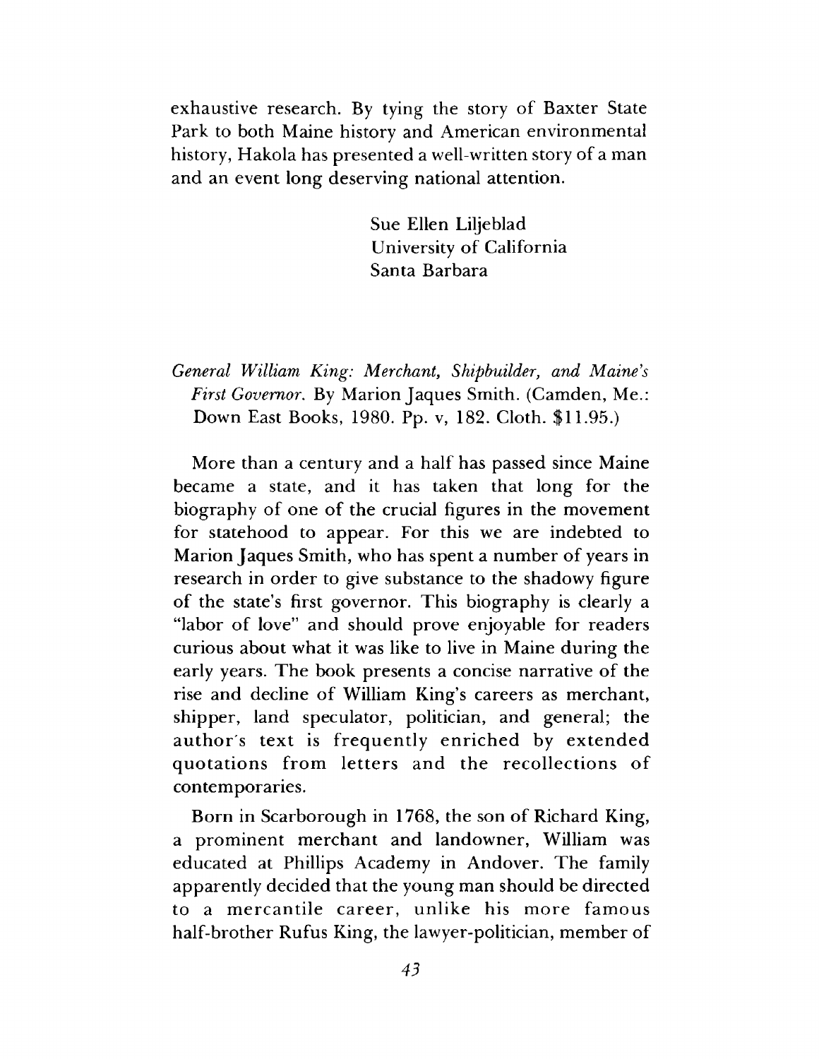exhaustive research. By tying the story of Baxter State Park to both Maine history and American environmental history, Hakola has presented a well-written story of a man and an event long deserving national attention.

Sue Ellen Liljeblad
University of California
Santa Barbara

*General William King: Merchant, Shipbuilder, and Maine's First Governor.* By Marion Jaques Smith. (Camden, Me.: Down East Books, 1980. Pp. v, 182. Cloth. $11.95.)

More than a century and a half has passed since Maine became a state, and it has taken that long for the biography of one of the crucial figures in the movement for statehood to appear. For this we are indebted to Marion Jaques Smith, who has spent a number of years in research in order to give substance to the shadowy figure of the state's first governor. This biography is clearly a "labor of love" and should prove enjoyable for readers curious about what it was like to live in Maine during the early years. The book presents a concise narrative of the rise and decline of William King's careers as merchant, shipper, land speculator, politician, and general; the author's text is frequently enriched by extended quotations from letters and the recollections of contemporaries.

Born in Scarborough in 1768, the son of Richard King, a prominent merchant and landowner, William was educated at Phillips Academy in Andover. The family apparently decided that the young man should be directed to a mercantile career, unlike his more famous half-brother Rufus King, the lawyer-politician, member of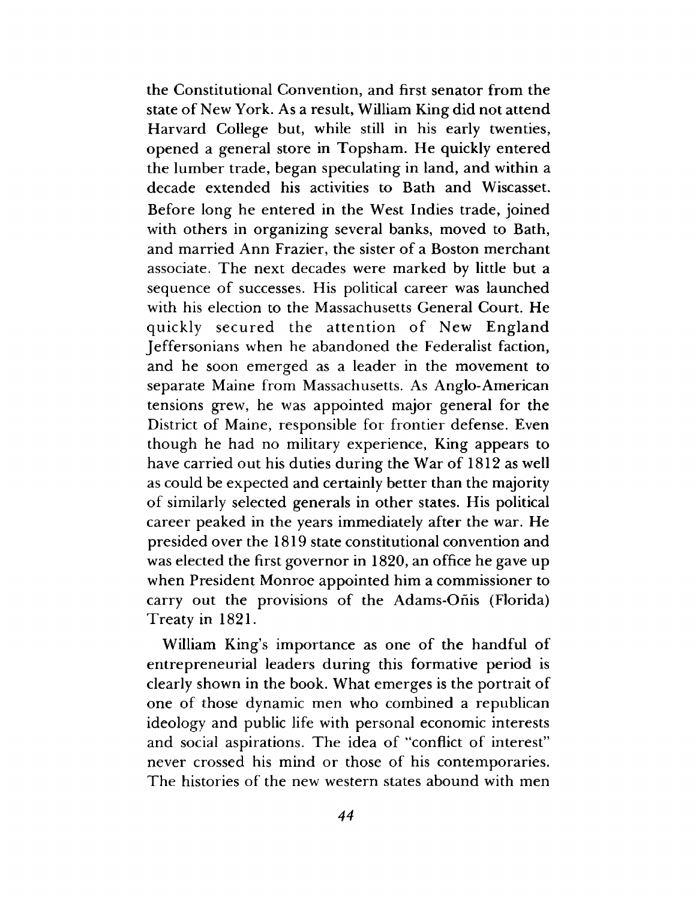the Constitutional Convention, and first senator from the state of New York. As a result, William King did not attend Harvard College but, while still in his early twenties, opened a general store in Topsham. He quickly entered the lumber trade, began speculating in land, and within a decade extended his activities to Bath and Wiscasset. Before long he entered in the West Indies trade, joined with others in organizing several banks, moved to Bath, and married Ann Frazier, the sister of a Boston merchant associate. The next decades were marked by little but a sequence of successes. His political career was launched with his election to the Massachusetts General Court. He quickly secured the attention of New England Jeffersonians when he abandoned the Federalist faction, and he soon emerged as a leader in the movement to separate Maine from Massachusetts. As Anglo-American tensions grew, he was appointed major general for the District of Maine, responsible for frontier defense. Even though he had no military experience, King appears to have carried out his duties during the War of 1812 as well as could be expected and certainly better than the majority of similarly selected generals in other states. His political career peaked in the years immediately after the war. He presided over the 1819 state constitutional convention and was elected the first governor in 1820, an office he gave up when President Monroe appointed him a commissioner to carry out the provisions of the Adams-Oñis (Florida) Treaty in 1821.

William King's importance as one of the handful of entrepreneurial leaders during this formative period is clearly shown in the book. What emerges is the portrait of one of those dynamic men who combined a republican ideology and public life with personal economic interests and social aspirations. The idea of "conflict of interest" never crossed his mind or those of his contemporaries. The histories of the new western states abound with men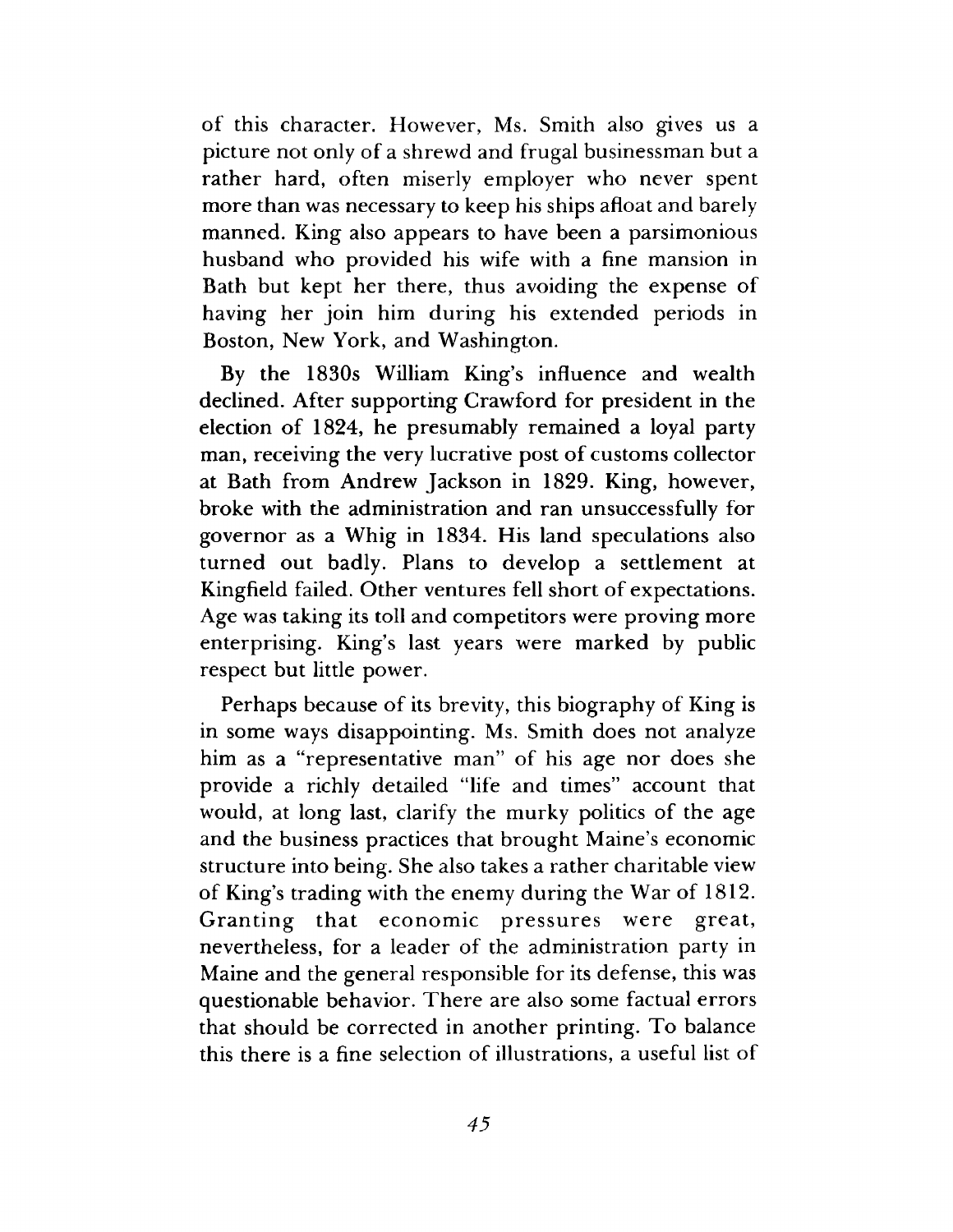of this character. However, Ms. Smith also gives us a picture not only of a shrewd and frugal businessman but a rather hard, often miserly employer who never spent more than was necessary to keep his ships afloat and barely manned. King also appears to have been a parsimonious husband who provided his wife with a fine mansion in Bath but kept her there, thus avoiding the expense of having her join him during his extended periods in Boston, New York, and Washington.

By the 1830s William King's influence and wealth declined. After supporting Crawford for president in the election of 1824, he presumably remained a loyal party man, receiving the very lucrative post of customs collector at Bath from Andrew Jackson in 1829. King, however, broke with the administration and ran unsuccessfully for governor as a Whig in 1834. His land speculations also turned out badly. Plans to develop a settlement at Kingfield failed. Other ventures fell short of expectations. Age was taking its toll and competitors were proving more enterprising. King's last years were marked by public respect but little power.

Perhaps because of its brevity, this biography of King is in some ways disappointing. Ms. Smith does not analyze him as a "representative man" of his age nor does she provide a richly detailed "life and times" account that would, at long last, clarify the murky politics of the age and the business practices that brought Maine's economic structure into being. She also takes a rather charitable view of King's trading with the enemy during the War of 1812. Granting that economic pressures were great, nevertheless, for a leader of the administration party in Maine and the general responsible for its defense, this was questionable behavior. There are also some factual errors that should be corrected in another printing. To balance this there is a fine selection of illustrations, a useful list of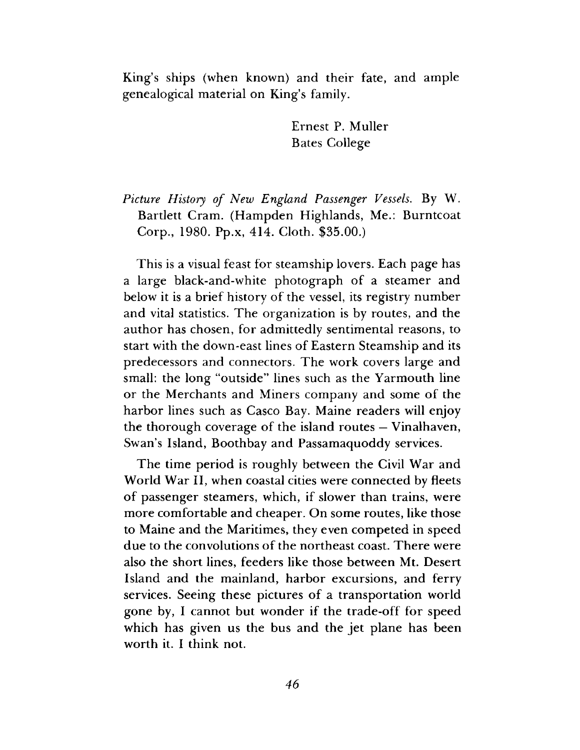King's ships (when known) and their fate, and ample genealogical material on King's family.

Ernest P. Muller
Bates College

*Picture History of New England Passenger Vessels.* By W. Bartlett Cram. (Hampden Highlands, Me.: Burntcoat Corp., 1980. Pp.x, 414. Cloth. $35.00.)

This is a visual feast for steamship lovers. Each page has a large black-and-white photograph of a steamer and below it is a brief history of the vessel, its registry number and vital statistics. The organization is by routes, and the author has chosen, for admittedly sentimental reasons, to start with the down-east lines of Eastern Steamship and its predecessors and connectors. The work covers large and small: the long "outside" lines such as the Yarmouth line or the Merchants and Miners company and some of the harbor lines such as Casco Bay. Maine readers will enjoy the thorough coverage of the island routes – Vinalhaven, Swan's Island, Boothbay and Passamaquoddy services.

The time period is roughly between the Civil War and World War II, when coastal cities were connected by fleets of passenger steamers, which, if slower than trains, were more comfortable and cheaper. On some routes, like those to Maine and the Maritimes, they even competed in speed due to the convolutions of the northeast coast. There were also the short lines, feeders like those between Mt. Desert Island and the mainland, harbor excursions, and ferry services. Seeing these pictures of a transportation world gone by, I cannot but wonder if the trade-off for speed which has given us the bus and the jet plane has been worth it. I think not.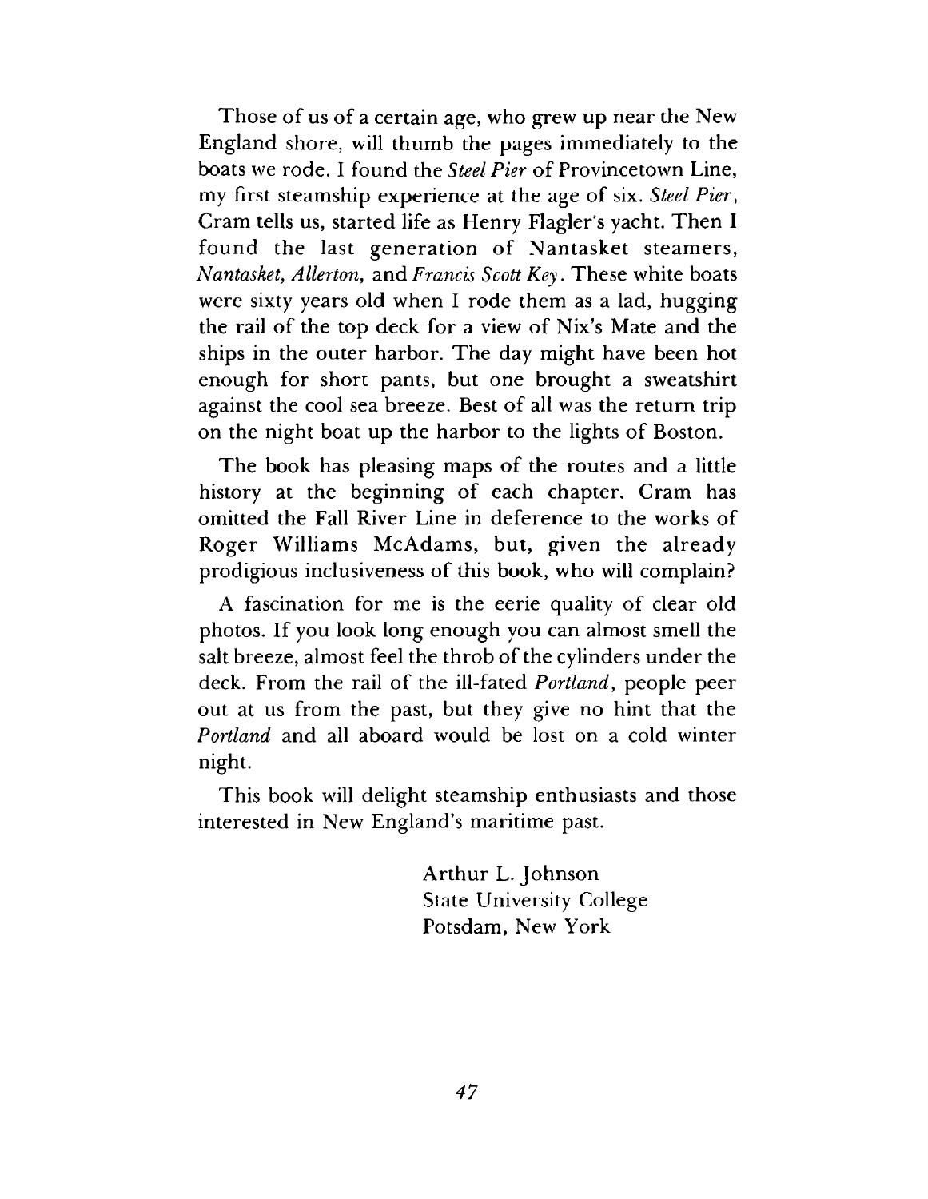Those of us of a certain age, who grew up near the New England shore, will thumb the pages immediately to the boats we rode. I found the *Steel Pier* of Provincetown Line, my first steamship experience at the age of six. *Steel Pier*, Cram tells us, started life as Henry Flagler's yacht. Then I found the last generation of Nantasket steamers, *Nantasket, Allerton,* and *Francis Scott Key*. These white boats were sixty years old when I rode them as a lad, hugging the rail of the top deck for a view of Nix's Mate and the ships in the outer harbor. The day might have been hot enough for short pants, but one brought a sweatshirt against the cool sea breeze. Best of all was the return trip on the night boat up the harbor to the lights of Boston.

The book has pleasing maps of the routes and a little history at the beginning of each chapter. Cram has omitted the Fall River Line in deference to the works of Roger Williams McAdams, but, given the already prodigious inclusiveness of this book, who will complain?

A fascination for me is the eerie quality of clear old photos. If you look long enough you can almost smell the salt breeze, almost feel the throb of the cylinders under the deck. From the rail of the ill-fated *Portland*, people peer out at us from the past, but they give no hint that the *Portland* and all aboard would be lost on a cold winter night.

This book will delight steamship enthusiasts and those interested in New England's maritime past.

Arthur L. Johnson
State University College
Potsdam, New York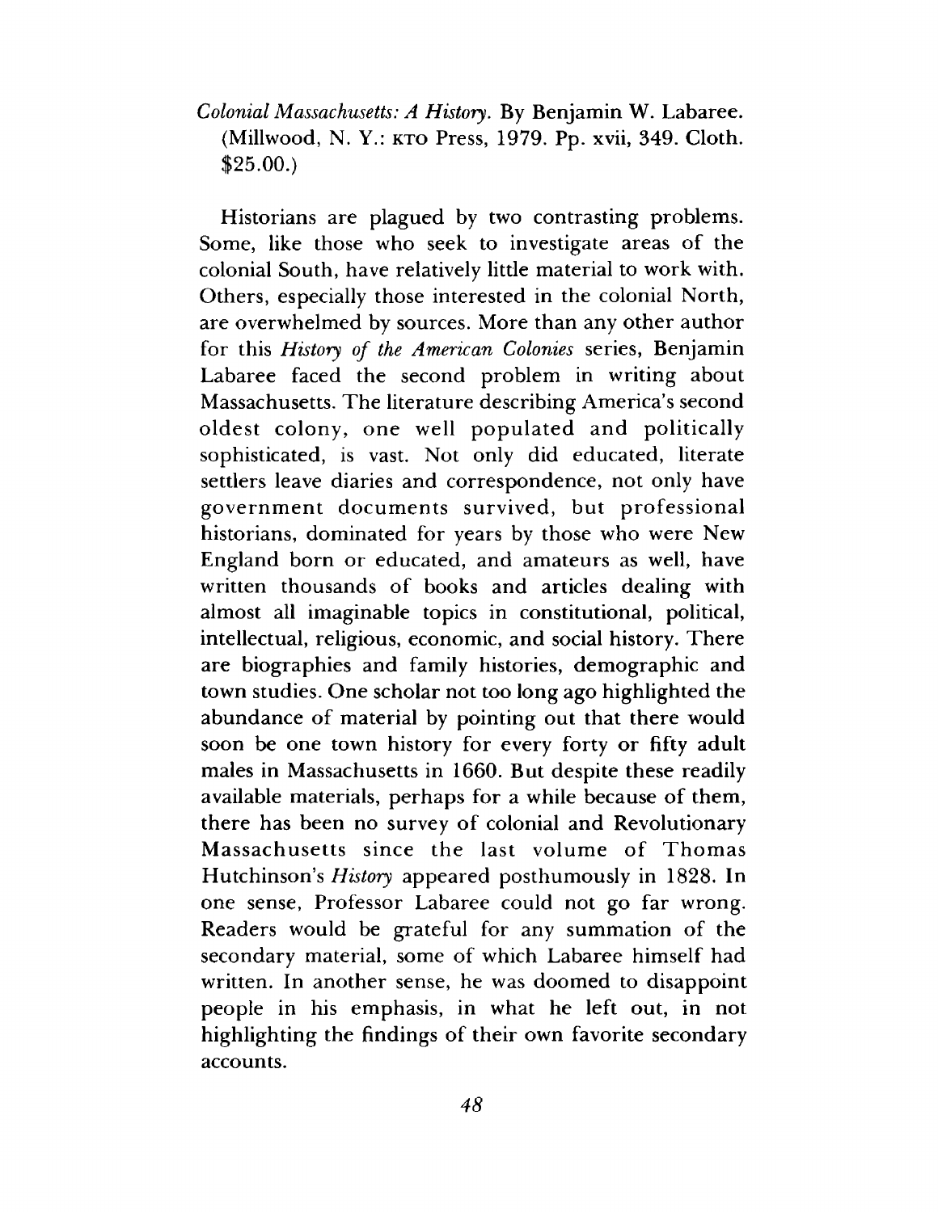*Colonial Massachusetts: A History*. By Benjamin W. Labaree. (Millwood, N. Y.: KTO Press, 1979. Pp. xvii, 349. Cloth. $25.00.)

Historians are plagued by two contrasting problems. Some, like those who seek to investigate areas of the colonial South, have relatively little material to work with. Others, especially those interested in the colonial North, are overwhelmed by sources. More than any other author for this *History of the American Colonies* series, Benjamin Labaree faced the second problem in writing about Massachusetts. The literature describing America's second oldest colony, one well populated and politically sophisticated, is vast. Not only did educated, literate settlers leave diaries and correspondence, not only have government documents survived, but professional historians, dominated for years by those who were New England born or educated, and amateurs as well, have written thousands of books and articles dealing with almost all imaginable topics in constitutional, political, intellectual, religious, economic, and social history. There are biographies and family histories, demographic and town studies. One scholar not too long ago highlighted the abundance of material by pointing out that there would soon be one town history for every forty or fifty adult males in Massachusetts in 1660. But despite these readily available materials, perhaps for a while because of them, there has been no survey of colonial and Revolutionary Massachusetts since the last volume of Thomas Hutchinson's *History* appeared posthumously in 1828. In one sense, Professor Labaree could not go far wrong. Readers would be grateful for any summation of the secondary material, some of which Labaree himself had written. In another sense, he was doomed to disappoint people in his emphasis, in what he left out, in not highlighting the findings of their own favorite secondary accounts.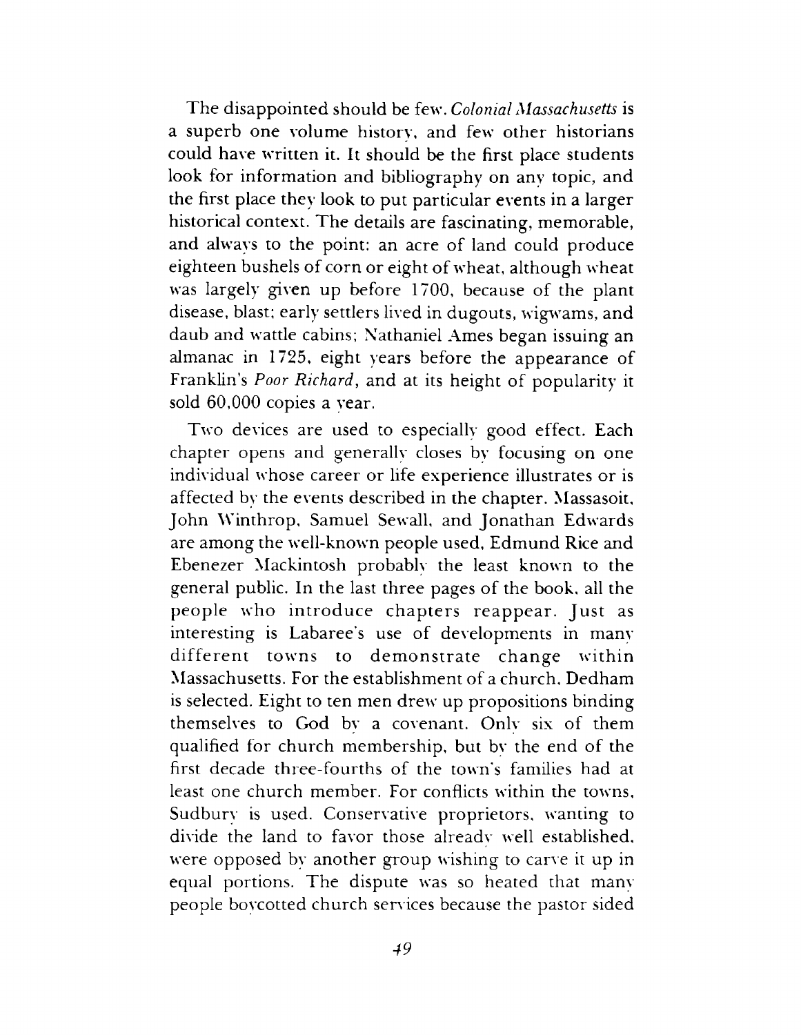The disappointed should be few. *Colonial Massachusetts* is a superb one volume history, and few other historians could have written it. It should be the first place students look for information and bibliography on any topic, and the first place they look to put particular events in a larger historical context. The details are fascinating, memorable, and always to the point: an acre of land could produce eighteen bushels of corn or eight of wheat, although wheat was largely given up before 1700, because of the plant disease, blast; early settlers lived in dugouts, wigwams, and daub and wattle cabins; Nathaniel Ames began issuing an almanac in 1725, eight years before the appearance of Franklin's *Poor Richard*, and at its height of popularity it sold 60,000 copies a year.

Two devices are used to especially good effect. Each chapter opens and generally closes by focusing on one individual whose career or life experience illustrates or is affected by the events described in the chapter. Massasoit, John Winthrop, Samuel Sewall, and Jonathan Edwards are among the well-known people used, Edmund Rice and Ebenezer Mackintosh probably the least known to the general public. In the last three pages of the book, all the people who introduce chapters reappear. Just as interesting is Labaree's use of developments in many different towns to demonstrate change within Massachusetts. For the establishment of a church, Dedham is selected. Eight to ten men drew up propositions binding themselves to God by a covenant. Only six of them qualified for church membership, but by the end of the first decade three-fourths of the town's families had at least one church member. For conflicts within the towns, Sudbury is used. Conservative proprietors, wanting to divide the land to favor those already well established, were opposed by another group wishing to carve it up in equal portions. The dispute was so heated that many people boycotted church services because the pastor sided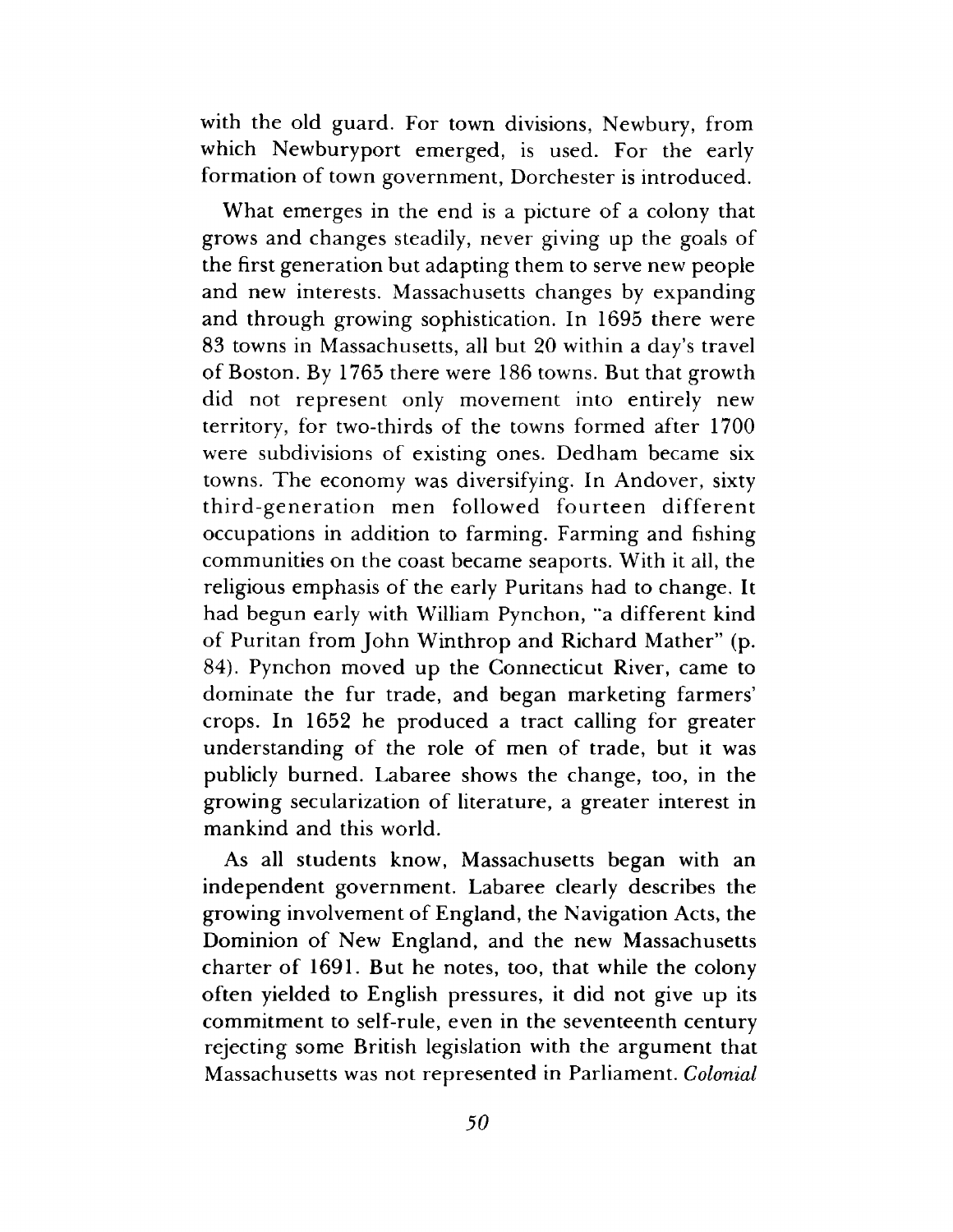with the old guard. For town divisions, Newbury, from which Newburyport emerged, is used. For the early formation of town government, Dorchester is introduced.

What emerges in the end is a picture of a colony that grows and changes steadily, never giving up the goals of the first generation but adapting them to serve new people and new interests. Massachusetts changes by expanding and through growing sophistication. In 1695 there were 83 towns in Massachusetts, all but 20 within a day's travel of Boston. By 1765 there were 186 towns. But that growth did not represent only movement into entirely new territory, for two-thirds of the towns formed after 1700 were subdivisions of existing ones. Dedham became six towns. The economy was diversifying. In Andover, sixty third-generation men followed fourteen different occupations in addition to farming. Farming and fishing communities on the coast became seaports. With it all, the religious emphasis of the early Puritans had to change. It had begun early with William Pynchon, "a different kind of Puritan from John Winthrop and Richard Mather" (p. 84). Pynchon moved up the Connecticut River, came to dominate the fur trade, and began marketing farmers' crops. In 1652 he produced a tract calling for greater understanding of the role of men of trade, but it was publicly burned. Labaree shows the change, too, in the growing secularization of literature, a greater interest in mankind and this world.

As all students know, Massachusetts began with an independent government. Labaree clearly describes the growing involvement of England, the Navigation Acts, the Dominion of New England, and the new Massachusetts charter of 1691. But he notes, too, that while the colony often yielded to English pressures, it did not give up its commitment to self-rule, even in the seventeenth century rejecting some British legislation with the argument that Massachusetts was not represented in Parliament. *Colonial*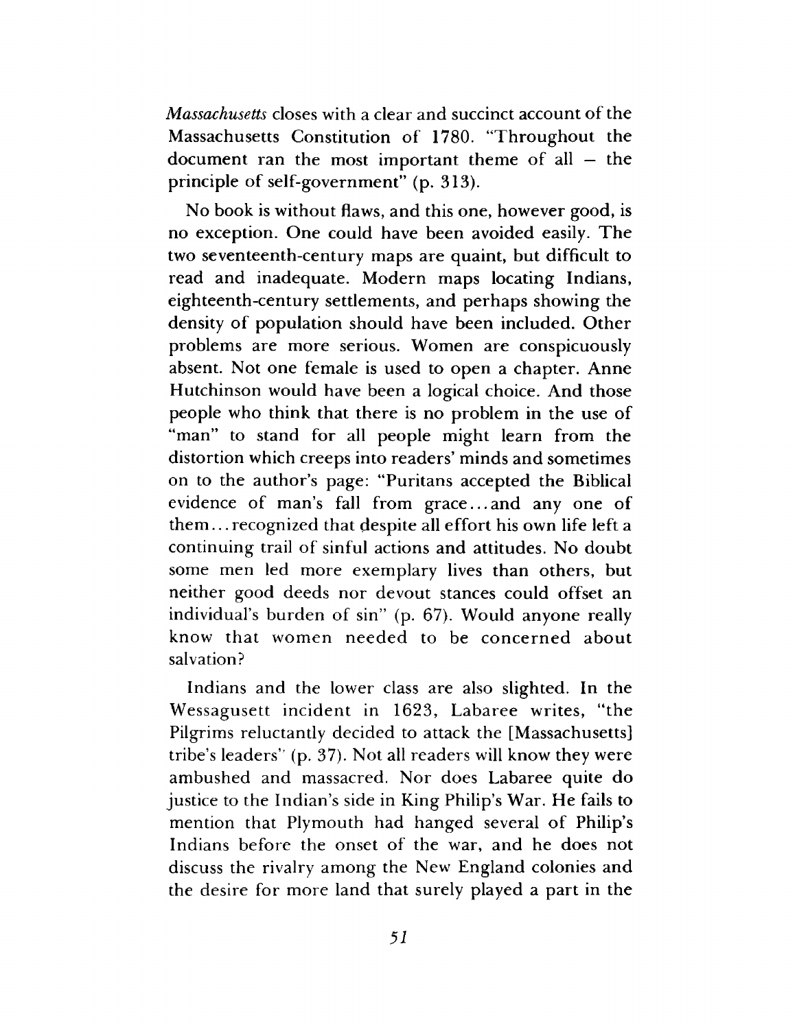*Massachusetts* closes with a clear and succinct account of the Massachusetts Constitution of 1780. "Throughout the document ran the most important theme of all – the principle of self-government" (p. 313).

No book is without flaws, and this one, however good, is no exception. One could have been avoided easily. The two seventeenth-century maps are quaint, but difficult to read and inadequate. Modern maps locating Indians, eighteenth-century settlements, and perhaps showing the density of population should have been included. Other problems are more serious. Women are conspicuously absent. Not one female is used to open a chapter. Anne Hutchinson would have been a logical choice. And those people who think that there is no problem in the use of "man" to stand for all people might learn from the distortion which creeps into readers' minds and sometimes on to the author's page: "Puritans accepted the Biblical evidence of man's fall from grace...and any one of them...recognized that despite all effort his own life left a continuing trail of sinful actions and attitudes. No doubt some men led more exemplary lives than others, but neither good deeds nor devout stances could offset an individual's burden of sin" (p. 67). Would anyone really know that women needed to be concerned about salvation?

Indians and the lower class are also slighted. In the Wessagusett incident in 1623, Labaree writes, "the Pilgrims reluctantly decided to attack the [Massachusetts] tribe's leaders" (p. 37). Not all readers will know they were ambushed and massacred. Nor does Labaree quite do justice to the Indian's side in King Philip's War. He fails to mention that Plymouth had hanged several of Philip's Indians before the onset of the war, and he does not discuss the rivalry among the New England colonies and the desire for more land that surely played a part in the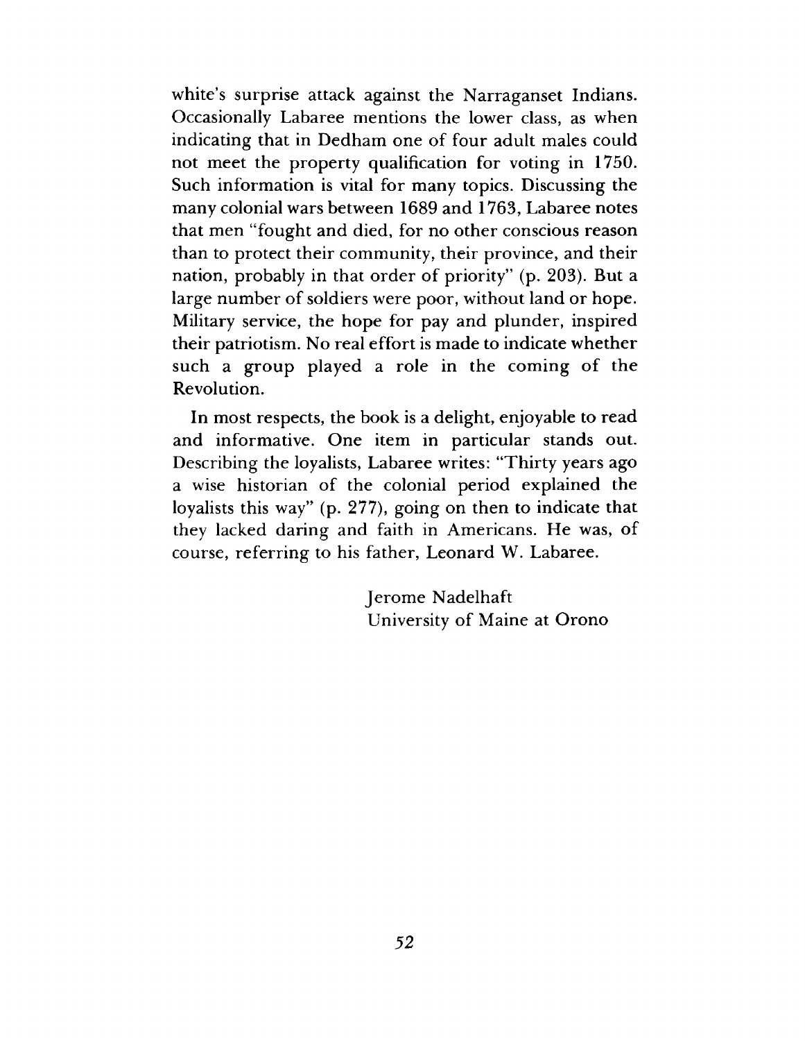white's surprise attack against the Narraganset Indians. Occasionally Labaree mentions the lower class, as when indicating that in Dedham one of four adult males could not meet the property qualification for voting in 1750. Such information is vital for many topics. Discussing the many colonial wars between 1689 and 1763, Labaree notes that men "fought and died, for no other conscious reason than to protect their community, their province, and their nation, probably in that order of priority" (p. 203). But a large number of soldiers were poor, without land or hope. Military service, the hope for pay and plunder, inspired their patriotism. No real effort is made to indicate whether such a group played a role in the coming of the Revolution.

In most respects, the book is a delight, enjoyable to read and informative. One item in particular stands out. Describing the loyalists, Labaree writes: "Thirty years ago a wise historian of the colonial period explained the loyalists this way" (p. 277), going on then to indicate that they lacked daring and faith in Americans. He was, of course, referring to his father, Leonard W. Labaree.

Jerome Nadelhaft
University of Maine at Orono